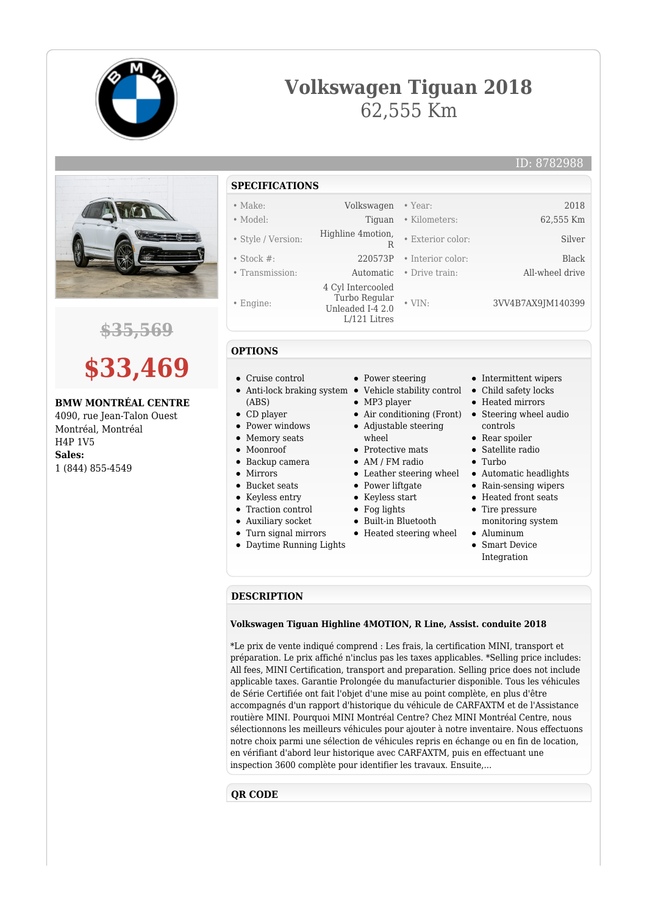# Volkswagen Tiguan 2018

## 62,555 Km

ID: 8782988

~~$35,569~~

**$33,469**

**BMW MONTRÉAL CENTRE**
4090, rue Jean-Talon Ouest
Montréal, Montréal
H4P 1V5
**Sales:**
1 (844) 855-4549

## SPECIFICATIONS

| | | | |
|---|---|---|---|
| • Make: | Volkswagen | • Year: | 2018 |
| • Model: | Tiguan | • Kilometers: | 62,555 Km |
| • Style / Version: | Highline 4motion, R | • Exterior color: | Silver |
| • Stock #: | 220573P | • Interior color: | Black |
| • Transmission: | Automatic | • Drive train: | All-wheel drive |
| • Engine: | 4 Cyl Intercooled Turbo Regular Unleaded I-4 2.0 L/121 Litres | • VIN: | 3VV4B7AX9JM140399 |

## OPTIONS

- Cruise control
- Anti-lock braking system (ABS)
- CD player
- Power windows
- Memory seats
- Moonroof
- Backup camera
- Mirrors
- Bucket seats
- Keyless entry
- Traction control
- Auxiliary socket
- Turn signal mirrors
- Daytime Running Lights
- Power steering
- Vehicle stability control
- MP3 player
- Air conditioning (Front)
- Adjustable steering wheel
- Protective mats
- AM / FM radio
- Leather steering wheel
- Power liftgate
- Keyless start
- Fog lights
- Built-in Bluetooth
- Heated steering wheel
- Intermittent wipers
- Child safety locks
- Heated mirrors
- Steering wheel audio controls
- Rear spoiler
- Satellite radio
- Turbo
- Automatic headlights
- Rain-sensing wipers
- Heated front seats
- Tire pressure monitoring system
- Aluminum
- Smart Device Integration

## DESCRIPTION

**Volkswagen Tiguan Highline 4MOTION, R Line, Assist. conduite 2018**

*Le prix de vente indiqué comprend : Les frais, la certification MINI, transport et préparation. Le prix affiché n'inclus pas les taxes applicables. *Selling price includes: All fees, MINI Certification, transport and preparation. Selling price does not include applicable taxes. Garantie Prolongée du manufacturier disponible. Tous les véhicules de Série Certifiée ont fait l'objet d'une mise au point complète, en plus d'être accompagnés d'un rapport d'historique du véhicule de CARFAXTM et de l'Assistance routière MINI. Pourquoi MINI Montréal Centre? Chez MINI Montréal Centre, nous sélectionnons les meilleurs véhicules pour ajouter à notre inventaire. Nous effectuons notre choix parmi une sélection de véhicules repris en échange ou en fin de location, en vérifiant d'abord leur historique avec CARFAXTM, puis en effectuant une inspection 3600 complète pour identifier les travaux. Ensuite,...

## QR CODE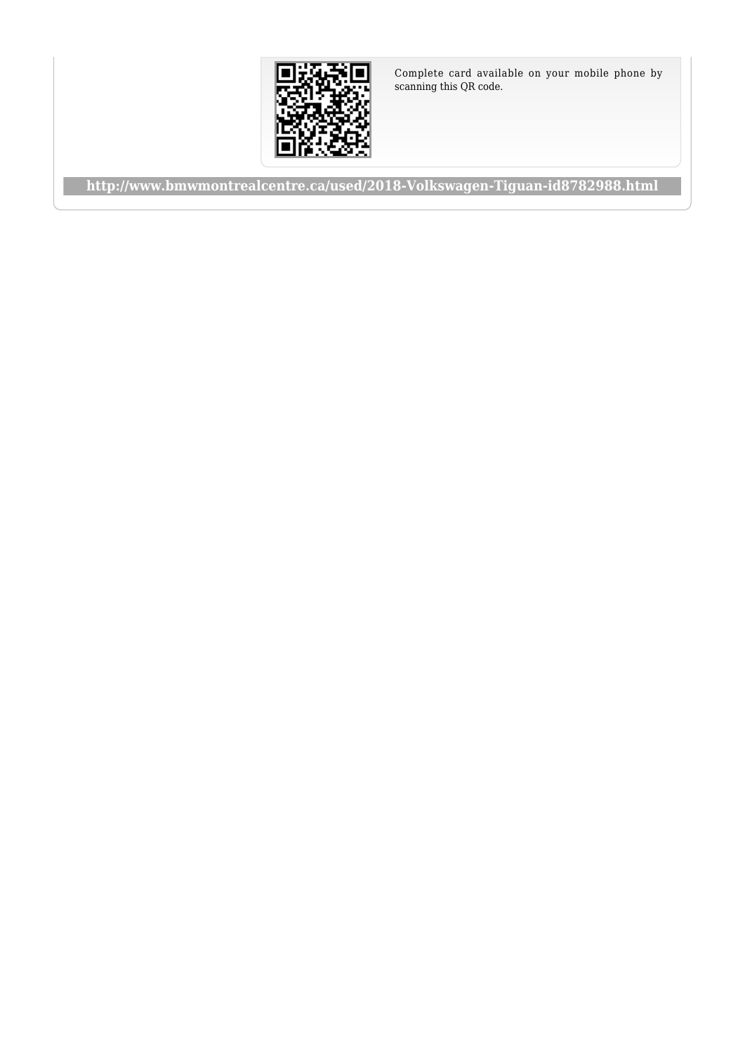Complete card available on your mobile phone by scanning this QR code.

**http://www.bmwmontrealcentre.ca/used/2018-Volkswagen-Tiguan-id8782988.html**